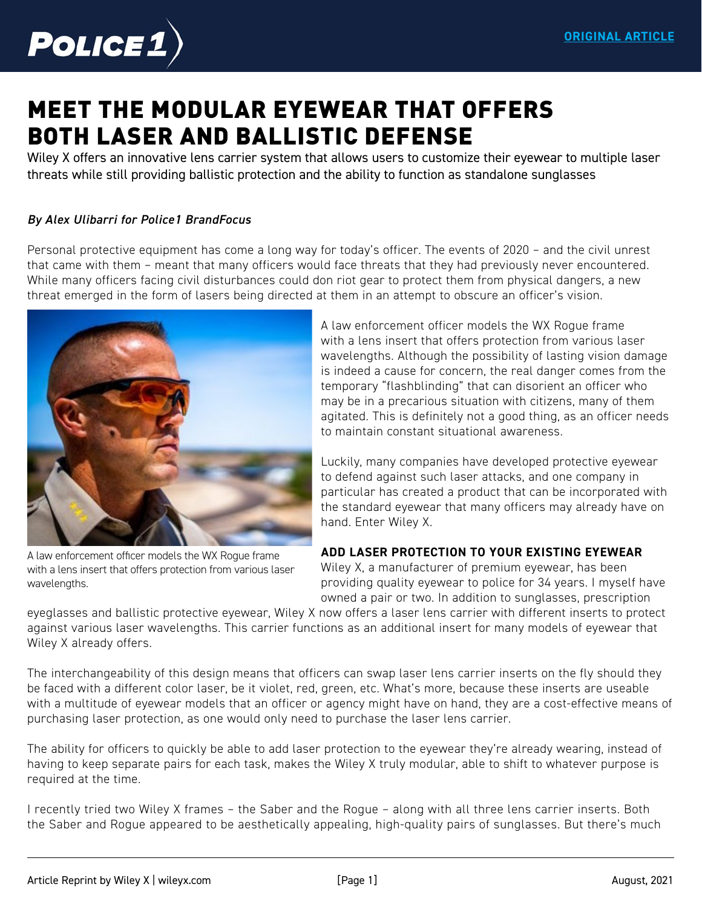# MEET THE MODULAR EYEWEAR THAT OFFERS BOTH LASER AND BALLISTIC DEFENSE

Wiley X offers an innovative lens carrier system that allows users to customize their eyewear to multiple laser threats while still providing ballistic protection and the ability to function as standalone sunglasses

*By Alex Ulibarri for Police1 BrandFocus*

Personal protective equipment has come a long way for today's officer. The events of 2020 – and the civil unrest that came with them – meant that many officers would face threats that they had previously never encountered. While many officers facing civil disturbances could don riot gear to protect them from physical dangers, a new threat emerged in the form of lasers being directed at them in an attempt to obscure an officer's vision.

A law enforcement officer models the WX Rogue frame with a lens insert that offers protection from various laser wavelengths.

A law enforcement officer models the WX Rogue frame with a lens insert that offers protection from various laser wavelengths. Although the possibility of lasting vision damage is indeed a cause for concern, the real danger comes from the temporary "flashblinding" that can disorient an officer who may be in a precarious situation with citizens, many of them agitated. This is definitely not a good thing, as an officer needs to maintain constant situational awareness.

Luckily, many companies have developed protective eyewear to defend against such laser attacks, and one company in particular has created a product that can be incorporated with the standard eyewear that many officers may already have on hand. Enter Wiley X.

**ADD LASER PROTECTION TO YOUR EXISTING EYEWEAR**

Wiley X, a manufacturer of premium eyewear, has been providing quality eyewear to police for 34 years. I myself have owned a pair or two. In addition to sunglasses, prescription eyeglasses and ballistic protective eyewear, Wiley X now offers a laser lens carrier with different inserts to protect against various laser wavelengths. This carrier functions as an additional insert for many models of eyewear that Wiley X already offers.

The interchangeability of this design means that officers can swap laser lens carrier inserts on the fly should they be faced with a different color laser, be it violet, red, green, etc. What's more, because these inserts are useable with a multitude of eyewear models that an officer or agency might have on hand, they are a cost-effective means of purchasing laser protection, as one would only need to purchase the laser lens carrier.

The ability for officers to quickly be able to add laser protection to the eyewear they're already wearing, instead of having to keep separate pairs for each task, makes the Wiley X truly modular, able to shift to whatever purpose is required at the time.

I recently tried two Wiley X frames – the Saber and the Rogue – along with all three lens carrier inserts. Both the Saber and Rogue appeared to be aesthetically appealing, high-quality pairs of sunglasses. But there's much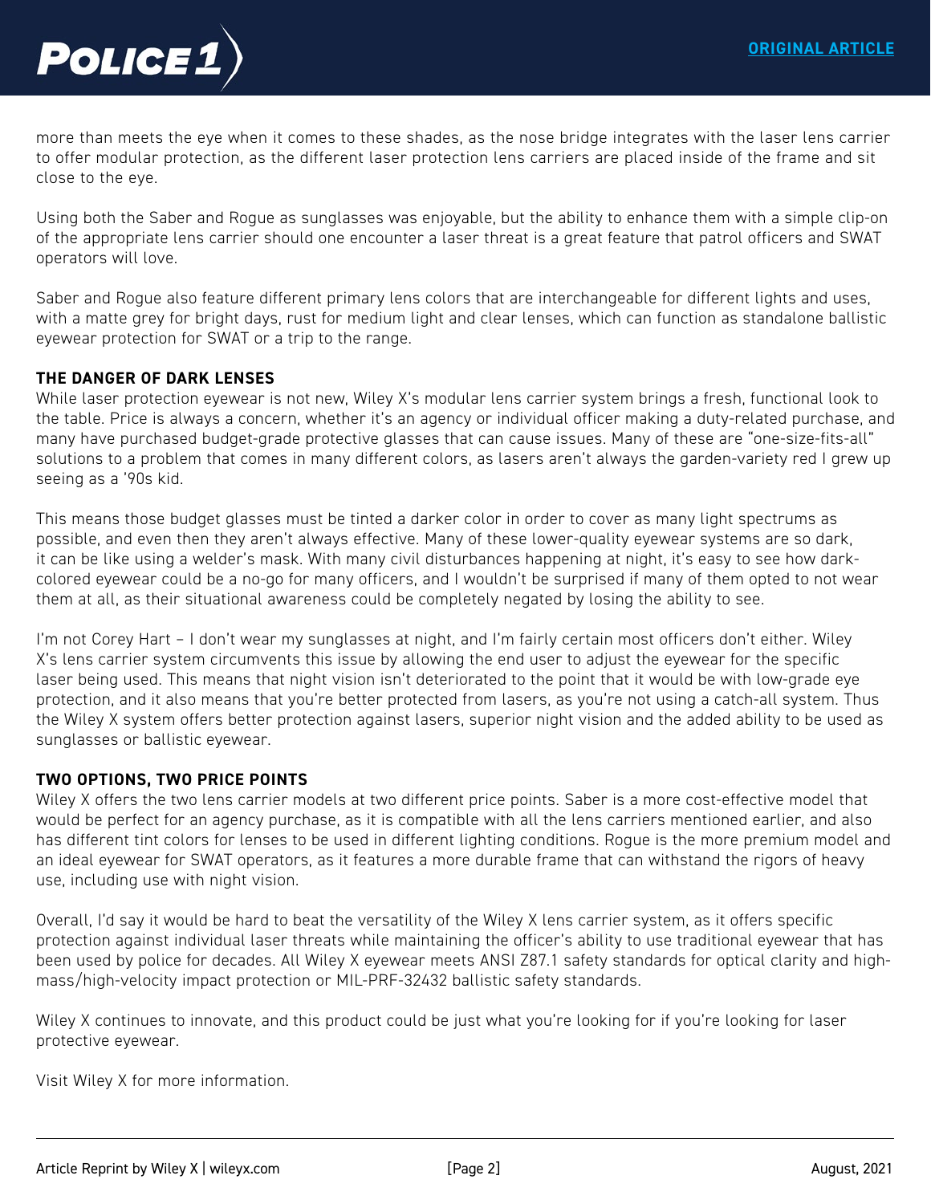more than meets the eye when it comes to these shades, as the nose bridge integrates with the laser lens carrier to offer modular protection, as the different laser protection lens carriers are placed inside of the frame and sit close to the eye.

Using both the Saber and Rogue as sunglasses was enjoyable, but the ability to enhance them with a simple clip-on of the appropriate lens carrier should one encounter a laser threat is a great feature that patrol officers and SWAT operators will love.

Saber and Rogue also feature different primary lens colors that are interchangeable for different lights and uses, with a matte grey for bright days, rust for medium light and clear lenses, which can function as standalone ballistic eyewear protection for SWAT or a trip to the range.

## THE DANGER OF DARK LENSES

While laser protection eyewear is not new, Wiley X's modular lens carrier system brings a fresh, functional look to the table. Price is always a concern, whether it's an agency or individual officer making a duty-related purchase, and many have purchased budget-grade protective glasses that can cause issues. Many of these are "one-size-fits-all" solutions to a problem that comes in many different colors, as lasers aren't always the garden-variety red I grew up seeing as a '90s kid.

This means those budget glasses must be tinted a darker color in order to cover as many light spectrums as possible, and even then they aren't always effective. Many of these lower-quality eyewear systems are so dark, it can be like using a welder's mask. With many civil disturbances happening at night, it's easy to see how dark-colored eyewear could be a no-go for many officers, and I wouldn't be surprised if many of them opted to not wear them at all, as their situational awareness could be completely negated by losing the ability to see.

I'm not Corey Hart – I don't wear my sunglasses at night, and I'm fairly certain most officers don't either. Wiley X's lens carrier system circumvents this issue by allowing the end user to adjust the eyewear for the specific laser being used. This means that night vision isn't deteriorated to the point that it would be with low-grade eye protection, and it also means that you're better protected from lasers, as you're not using a catch-all system. Thus the Wiley X system offers better protection against lasers, superior night vision and the added ability to be used as sunglasses or ballistic eyewear.

## TWO OPTIONS, TWO PRICE POINTS

Wiley X offers the two lens carrier models at two different price points. Saber is a more cost-effective model that would be perfect for an agency purchase, as it is compatible with all the lens carriers mentioned earlier, and also has different tint colors for lenses to be used in different lighting conditions. Rogue is the more premium model and an ideal eyewear for SWAT operators, as it features a more durable frame that can withstand the rigors of heavy use, including use with night vision.

Overall, I'd say it would be hard to beat the versatility of the Wiley X lens carrier system, as it offers specific protection against individual laser threats while maintaining the officer's ability to use traditional eyewear that has been used by police for decades. All Wiley X eyewear meets ANSI Z87.1 safety standards for optical clarity and high-mass/high-velocity impact protection or MIL-PRF-32432 ballistic safety standards.

Wiley X continues to innovate, and this product could be just what you're looking for if you're looking for laser protective eyewear.

Visit Wiley X for more information.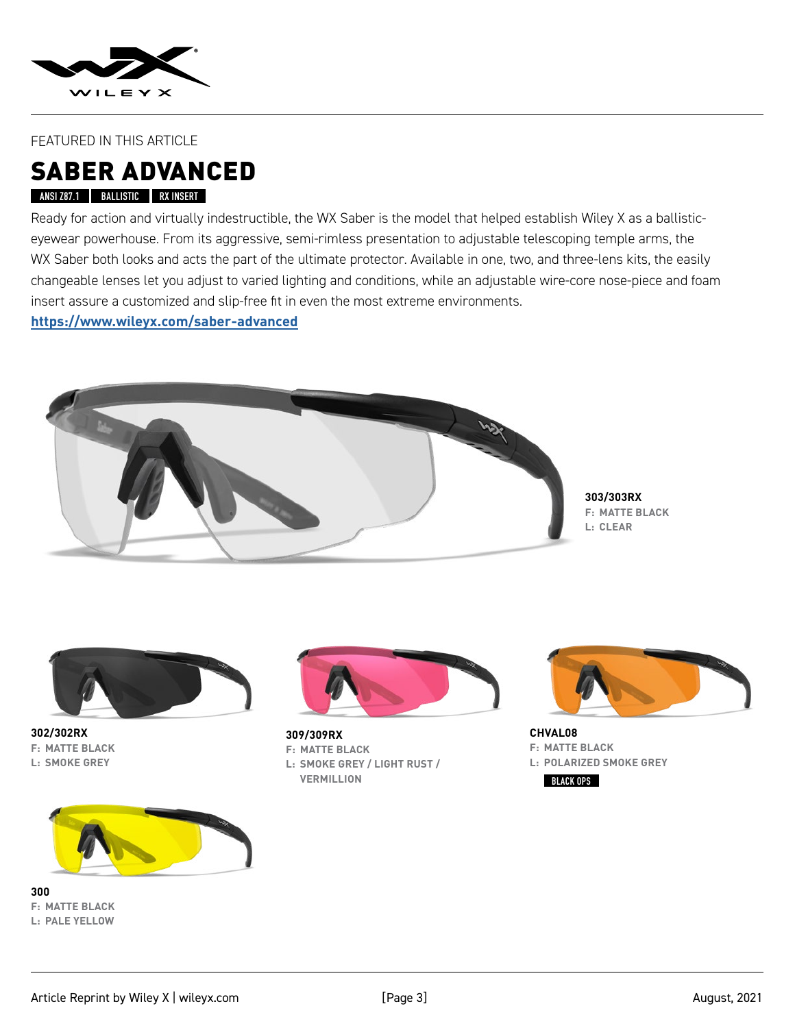FEATURED IN THIS ARTICLE

# SABER ADVANCED

ANSI Z87.1 | BALLISTIC | RX INSERT

Ready for action and virtually indestructible, the WX Saber is the model that helped establish Wiley X as a ballistic-eyewear powerhouse. From its aggressive, semi-rimless presentation to adjustable telescoping temple arms, the WX Saber both looks and acts the part of the ultimate protector. Available in one, two, and three-lens kits, the easily changeable lenses let you adjust to varied lighting and conditions, while an adjustable wire-core nose-piece and foam insert assure a customized and slip-free fit in even the most extreme environments.

https://www.wileyx.com/saber-advanced

**303/303RX**
F: MATTE BLACK
L: CLEAR

**302/302RX**
F: MATTE BLACK
L: SMOKE GREY

**309/309RX**
F: MATTE BLACK
L: SMOKE GREY / LIGHT RUST / VERMILLION

**CHVAL08**
F: MATTE BLACK
L: POLARIZED SMOKE GREY
BLACK OPS

**300**
F: MATTE BLACK
L: PALE YELLOW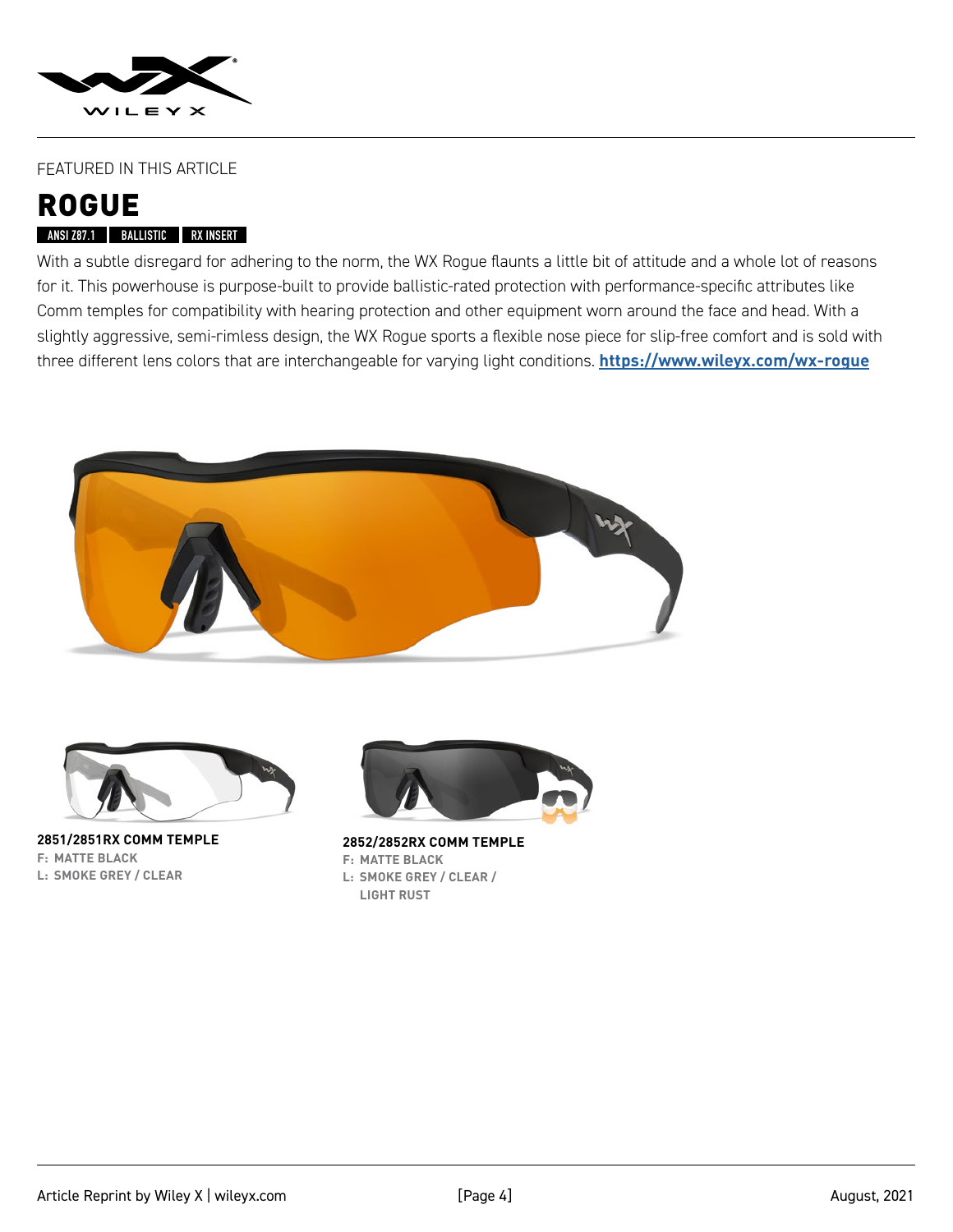FEATURED IN THIS ARTICLE

# ROGUE

ANSI Z87.1 | BALLISTIC | RX INSERT

With a subtle disregard for adhering to the norm, the WX Rogue flaunts a little bit of attitude and a whole lot of reasons for it. This powerhouse is purpose-built to provide ballistic-rated protection with performance-specific attributes like Comm temples for compatibility with hearing protection and other equipment worn around the face and head. With a slightly aggressive, semi-rimless design, the WX Rogue sports a flexible nose piece for slip-free comfort and is sold with three different lens colors that are interchangeable for varying light conditions. **https://www.wileyx.com/wx-rogue**

**2851/2851RX COMM TEMPLE**
**F: MATTE BLACK**
**L: SMOKE GREY / CLEAR**

**2852/2852RX COMM TEMPLE**
**F: MATTE BLACK**
**L: SMOKE GREY / CLEAR / LIGHT RUST**